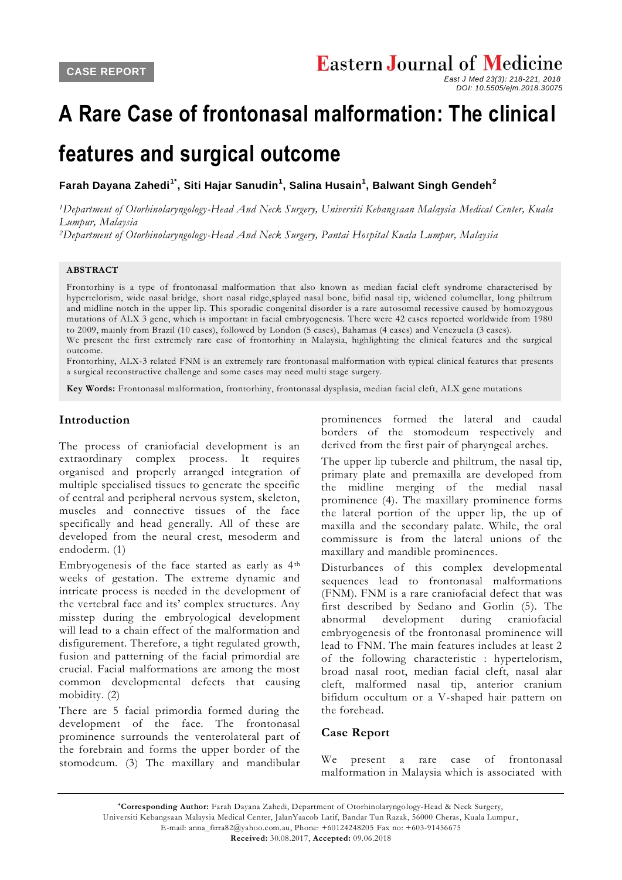CASE REPORT

# A Rare Case of frontonasal malformation: The clinical features and surgical outcome

**Farah Dayana Zahedi[1*], Siti Hajar Sanudin[1], Salina Husain[1], Balwant Singh Gendeh[2]**

*[1]Department of Otorhinolaryngology-Head And Neck Surgery, Universiti Kebangsaan Malaysia Medical Center, Kuala Lumpur, Malaysia*
*[2]Department of Otorhinolaryngology-Head And Neck Surgery, Pantai Hospital Kuala Lumpur, Malaysia*

### ABSTRACT

Frontorhiny is a type of frontonasal malformation that also known as median facial cleft syndrome characterised by hypertelorism, wide nasal bridge, short nasal ridge,splayed nasal bone, bifid nasal tip, widened columellar, long philtrum and midline notch in the upper lip. This sporadic congenital disorder is a rare autosomal recessive caused by homozygous mutations of ALX 3 gene, which is important in facial embryogenesis. There were 42 cases reported worldwide from 1980 to 2009, mainly from Brazil (10 cases), followed by London (5 cases), Bahamas (4 cases) and Venezuela (3 cases).

We present the first extremely rare case of frontorhiny in Malaysia, highlighting the clinical features and the surgical outcome.

Frontorhiny, ALX-3 related FNM is an extremely rare frontonasal malformation with typical clinical features that presents a surgical reconstructive challenge and some cases may need multi stage surgery.

**Key Words:** Frontonasal malformation, frontorhiny, frontonasal dysplasia, median facial cleft, ALX gene mutations

## Introduction

The process of craniofacial development is an extraordinary complex process. It requires organised and properly arranged integration of multiple specialised tissues to generate the specific of central and peripheral nervous system, skeleton, muscles and connective tissues of the face specifically and head generally. All of these are developed from the neural crest, mesoderm and endoderm. (1)

Embryogenesis of the face started as early as 4th weeks of gestation. The extreme dynamic and intricate process is needed in the development of the vertebral face and its' complex structures. Any misstep during the embryological development will lead to a chain effect of the malformation and disfigurement. Therefore, a tight regulated growth, fusion and patterning of the facial primordial are crucial. Facial malformations are among the most common developmental defects that causing mobidity. (2)

There are 5 facial primordia formed during the development of the face. The frontonasal prominence surrounds the venterolateral part of the forebrain and forms the upper border of the stomodeum. (3) The maxillary and mandibular prominences formed the lateral and caudal borders of the stomodeum respectively and derived from the first pair of pharyngeal arches.

The upper lip tubercle and philtrum, the nasal tip, primary plate and premaxilla are developed from the midline merging of the medial nasal prominence (4). The maxillary prominence forms the lateral portion of the upper lip, the up of maxilla and the secondary palate. While, the oral commissure is from the lateral unions of the maxillary and mandible prominences.

Disturbances of this complex developmental sequences lead to frontonasal malformations (FNM). FNM is a rare craniofacial defect that was first described by Sedano and Gorlin (5). The abnormal development during craniofacial embryogenesis of the frontonasal prominence will lead to FNM. The main features includes at least 2 of the following characteristic : hypertelorism, broad nasal root, median facial cleft, nasal alar cleft, malformed nasal tip, anterior cranium bifidum occultum or a V-shaped hair pattern on the forehead.

## Case Report

We present a rare case of frontonasal malformation in Malaysia which is associated with

---

**\*Corresponding Author:** Farah Dayana Zahedi, Department of Otorhinolaryngology-Head & Neck Surgery, Universiti Kebangsaan Malaysia Medical Center, JalanYaacob Latif, Bandar Tun Razak, 56000 Cheras, Kuala Lumpur, E-mail: anna_firra82@yahoo.com.au, Phone: +60124248205 Fax no: +603-91456675
**Received:** 30.08.2017, **Accepted:** 09.06.2018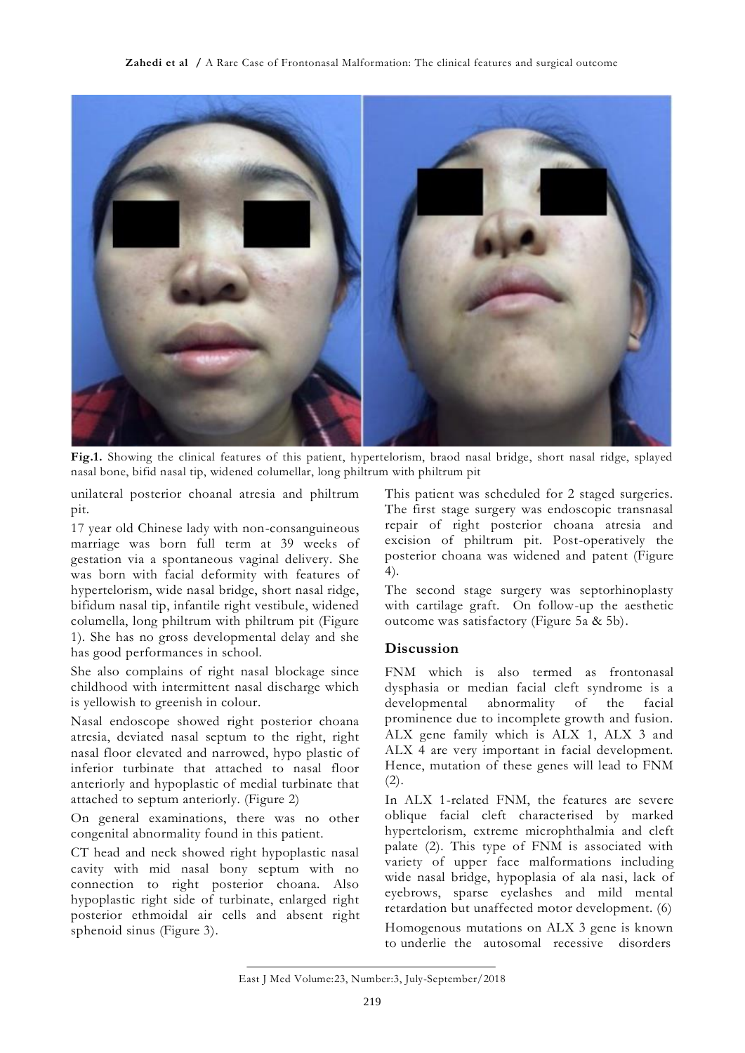**Fig.1.** Showing the clinical features of this patient, hypertelorism, braod nasal bridge, short nasal ridge, splayed nasal bone, bifid nasal tip, widened columellar, long philtrum with philtrum pit

unilateral posterior choanal atresia and philtrum pit.

17 year old Chinese lady with non-consanguineous marriage was born full term at 39 weeks of gestation via a spontaneous vaginal delivery. She was born with facial deformity with features of hypertelorism, wide nasal bridge, short nasal ridge, bifidum nasal tip, infantile right vestibule, widened columella, long philtrum with philtrum pit (Figure 1). She has no gross developmental delay and she has good performances in school.

She also complains of right nasal blockage since childhood with intermittent nasal discharge which is yellowish to greenish in colour.

Nasal endoscope showed right posterior choana atresia, deviated nasal septum to the right, right nasal floor elevated and narrowed, hypo plastic of inferior turbinate that attached to nasal floor anteriorly and hypoplastic of medial turbinate that attached to septum anteriorly. (Figure 2)

On general examinations, there was no other congenital abnormality found in this patient.

CT head and neck showed right hypoplastic nasal cavity with mid nasal bony septum with no connection to right posterior choana. Also hypoplastic right side of turbinate, enlarged right posterior ethmoidal air cells and absent right sphenoid sinus (Figure 3).

This patient was scheduled for 2 staged surgeries. The first stage surgery was endoscopic transnasal repair of right posterior choana atresia and excision of philtrum pit. Post-operatively the posterior choana was widened and patent (Figure 4).

The second stage surgery was septorhinoplasty with cartilage graft. On follow-up the aesthetic outcome was satisfactory (Figure 5a & 5b).

## Discussion

FNM which is also termed as frontonasal dysphasia or median facial cleft syndrome is a developmental abnormality of the facial prominence due to incomplete growth and fusion. ALX gene family which is ALX 1, ALX 3 and ALX 4 are very important in facial development. Hence, mutation of these genes will lead to FNM (2).

In ALX 1-related FNM, the features are severe oblique facial cleft characterised by marked hypertelorism, extreme microphthalmia and cleft palate (2). This type of FNM is associated with variety of upper face malformations including wide nasal bridge, hypoplasia of ala nasi, lack of eyebrows, sparse eyelashes and mild mental retardation but unaffected motor development. (6)

Homogenous mutations on ALX 3 gene is known to underlie the autosomal recessive disorders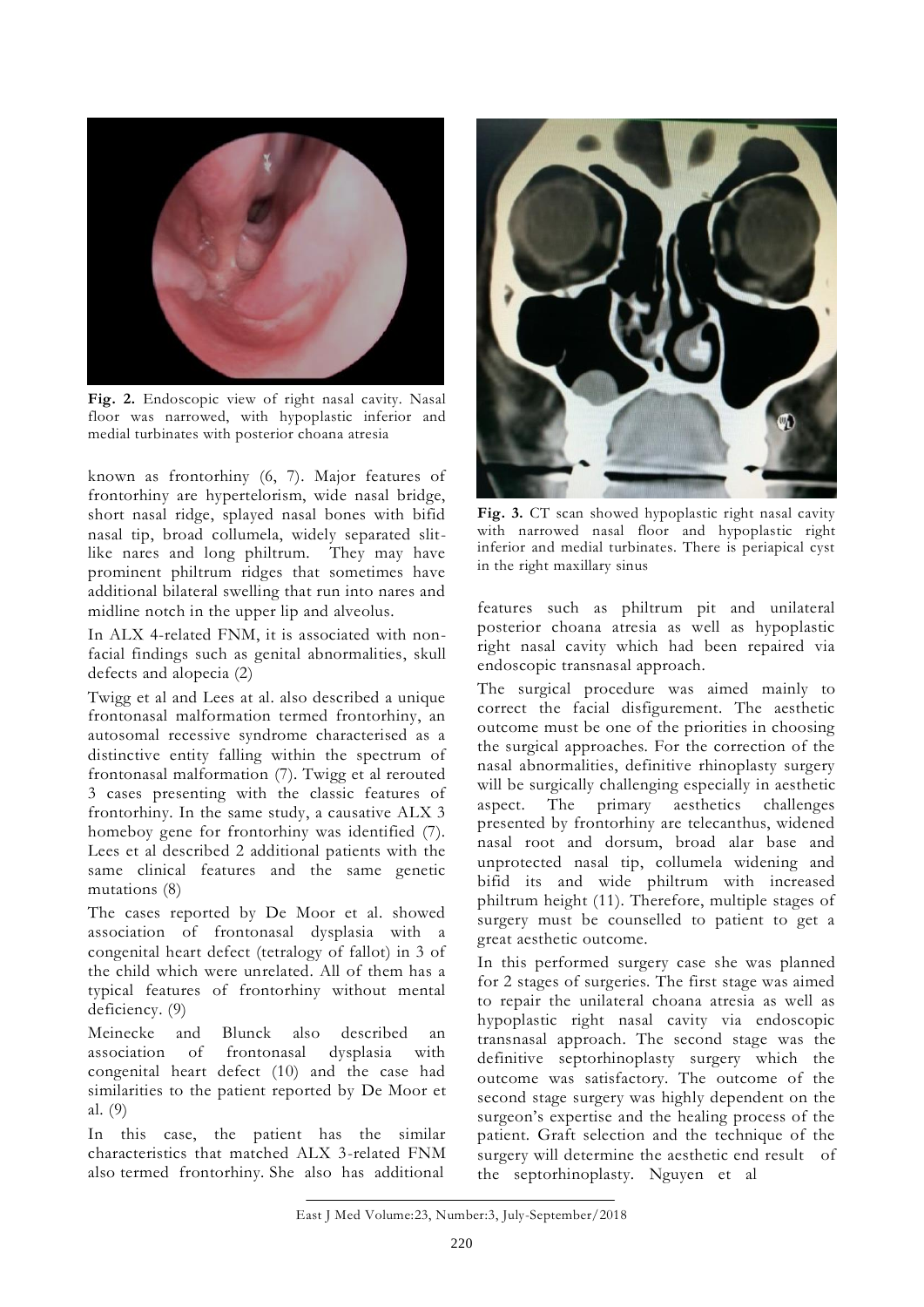**Fig. 2.** Endoscopic view of right nasal cavity. Nasal floor was narrowed, with hypoplastic inferior and medial turbinates with posterior choana atresia

known as frontorhiny (6, 7). Major features of frontorhiny are hypertelorism, wide nasal bridge, short nasal ridge, splayed nasal bones with bifid nasal tip, broad collumela, widely separated slit-like nares and long philtrum. They may have prominent philtrum ridges that sometimes have additional bilateral swelling that run into nares and midline notch in the upper lip and alveolus.

In ALX 4-related FNM, it is associated with non-facial findings such as genital abnormalities, skull defects and alopecia (2)

Twigg et al and Lees at al. also described a unique frontonasal malformation termed frontorhiny, an autosomal recessive syndrome characterised as a distinctive entity falling within the spectrum of frontonasal malformation (7). Twigg et al rerouted 3 cases presenting with the classic features of frontorhiny. In the same study, a causative ALX 3 homeboy gene for frontorhiny was identified (7). Lees et al described 2 additional patients with the same clinical features and the same genetic mutations (8)

The cases reported by De Moor et al. showed association of frontonasal dysplasia with a congenital heart defect (tetralogy of fallot) in 3 of the child which were unrelated. All of them has a typical features of frontorhiny without mental deficiency. (9)

Meinecke and Blunck also described an association of frontonasal dysplasia with congenital heart defect (10) and the case had similarities to the patient reported by De Moor et al. (9)

In this case, the patient has the similar characteristics that matched ALX 3-related FNM also termed frontorhiny. She also has additional features such as philtrum pit and unilateral posterior choana atresia as well as hypoplastic right nasal cavity which had been repaired via endoscopic transnasal approach.

**Fig. 3.** CT scan showed hypoplastic right nasal cavity with narrowed nasal floor and hypoplastic right inferior and medial turbinates. There is periapical cyst in the right maxillary sinus

The surgical procedure was aimed mainly to correct the facial disfigurement. The aesthetic outcome must be one of the priorities in choosing the surgical approaches. For the correction of the nasal abnormalities, definitive rhinoplasty surgery will be surgically challenging especially in aesthetic aspect. The primary aesthetics challenges presented by frontorhiny are telecanthus, widened nasal root and dorsum, broad alar base and unprotected nasal tip, collumela widening and bifid its and wide philtrum with increased philtrum height (11). Therefore, multiple stages of surgery must be counselled to patient to get a great aesthetic outcome.

In this performed surgery case she was planned for 2 stages of surgeries. The first stage was aimed to repair the unilateral choana atresia as well as hypoplastic right nasal cavity via endoscopic transnasal approach. The second stage was the definitive septorhinoplasty surgery which the outcome was satisfactory. The outcome of the second stage surgery was highly dependent on the surgeon's expertise and the healing process of the patient. Graft selection and the technique of the surgery will determine the aesthetic end result of the septorhinoplasty. Nguyen et al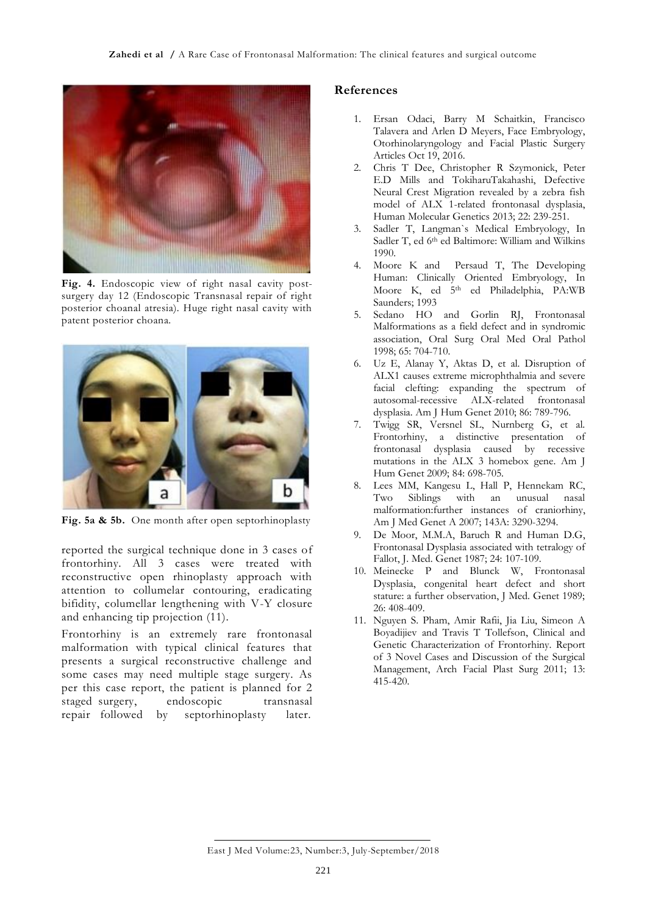**Fig. 4.** Endoscopic view of right nasal cavity post-surgery day 12 (Endoscopic Transnasal repair of right posterior choanal atresia). Huge right nasal cavity with patent posterior choana.

**Fig. 5a & 5b.** One month after open septorhinoplasty

reported the surgical technique done in 3 cases of frontorhiny. All 3 cases were treated with reconstructive open rhinoplasty approach with attention to collumelar contouring, eradicating bifidity, columellar lengthening with V-Y closure and enhancing tip projection (11).

Frontorhiny is an extremely rare frontonasal malformation with typical clinical features that presents a surgical reconstructive challenge and some cases may need multiple stage surgery. As per this case report, the patient is planned for 2 staged surgery, endoscopic transnasal repair followed by septorhinoplasty later.

## References

1. Ersan Odaci, Barry M Schaitkin, Francisco Talavera and Arlen D Meyers, Face Embryology, Otorhinolaryngology and Facial Plastic Surgery Articles Oct 19, 2016.
2. Chris T Dee, Christopher R Szymonick, Peter E.D Mills and TokiharuTakahashi, Defective Neural Crest Migration revealed by a zebra fish model of ALX 1-related frontonasal dysplasia, Human Molecular Genetics 2013; 22: 239-251.
3. Sadler T, Langman`s Medical Embryology, In Sadler T, ed 6th ed Baltimore: William and Wilkins 1990.
4. Moore K and Persaud T, The Developing Human: Clinically Oriented Embryology, In Moore K, ed 5th ed Philadelphia, PA:WB Saunders; 1993
5. Sedano HO and Gorlin RJ, Frontonasal Malformations as a field defect and in syndromic association, Oral Surg Oral Med Oral Pathol 1998; 65: 704-710.
6. Uz E, Alanay Y, Aktas D, et al. Disruption of ALX1 causes extreme microphthalmia and severe facial clefting: expanding the spectrum of autosomal-recessive ALX-related frontonasal dysplasia. Am J Hum Genet 2010; 86: 789-796.
7. Twigg SR, Versnel SL, Nurnberg G, et al. Frontorhiny, a distinctive presentation of frontonasal dysplasia caused by recessive mutations in the ALX 3 homebox gene. Am J Hum Genet 2009; 84: 698-705.
8. Lees MM, Kangesu L, Hall P, Hennekam RC, Two Siblings with an unusual nasal malformation:further instances of craniorhiny, Am J Med Genet A 2007; 143A: 3290-3294.
9. De Moor, M.M.A, Baruch R and Human D.G, Frontonasal Dysplasia associated with tetralogy of Fallot, J. Med. Genet 1987; 24: 107-109.
10. Meinecke P and Blunck W, Frontonasal Dysplasia, congenital heart defect and short stature: a further observation, J Med. Genet 1989; 26: 408-409.
11. Nguyen S. Pham, Amir Rafii, Jia Liu, Simeon A Boyadijiev and Travis T Tollefson, Clinical and Genetic Characterization of Frontorhiny. Report of 3 Novel Cases and Discussion of the Surgical Management, Arch Facial Plast Surg 2011; 13: 415-420.